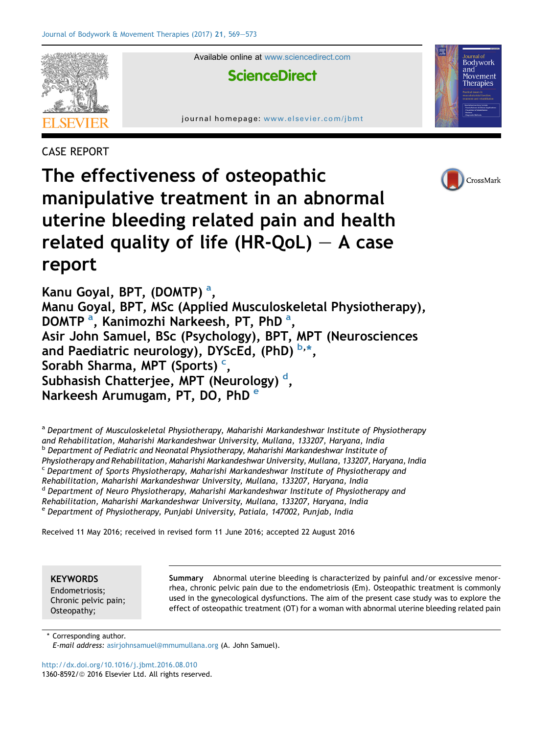CASE REPORT

# The effectiveness of osteopathic manipulative treatment in an abnormal uterine bleeding related pain and health related quality of life (HR-QoL) — A case report

Kanu Goyal, BPT, (DOMTP) [a], Manu Goyal, BPT, MSc (Applied Musculoskeletal Physiotherapy), DOMTP [a], Kanimozhi Narkeesh, PT, PhD [a], Asir John Samuel, BSc (Psychology), BPT, MPT (Neurosciences and Paediatric neurology), DYScEd, (PhD) [b,*], Sorabh Sharma, MPT (Sports) [c], Subhasish Chatterjee, MPT (Neurology) [d], Narkeesh Arumugam, PT, DO, PhD [e]

[a] *Department of Musculoskeletal Physiotherapy, Maharishi Markandeshwar Institute of Physiotherapy and Rehabilitation, Maharishi Markandeshwar University, Mullana, 133207, Haryana, India*
[b] *Department of Pediatric and Neonatal Physiotherapy, Maharishi Markandeshwar Institute of Physiotherapy and Rehabilitation, Maharishi Markandeshwar University, Mullana, 133207, Haryana, India*
[c] *Department of Sports Physiotherapy, Maharishi Markandeshwar Institute of Physiotherapy and Rehabilitation, Maharishi Markandeshwar University, Mullana, 133207, Haryana, India*
[d] *Department of Neuro Physiotherapy, Maharishi Markandeshwar Institute of Physiotherapy and Rehabilitation, Maharishi Markandeshwar University, Mullana, 133207, Haryana, India*
[e] *Department of Physiotherapy, Punjabi University, Patiala, 147002, Punjab, India*

Received 11 May 2016; received in revised form 11 June 2016; accepted 22 August 2016

**KEYWORDS**
Endometriosis;
Chronic pelvic pain;
Osteopathy;

**Summary** Abnormal uterine bleeding is characterized by painful and/or excessive menorrhea, chronic pelvic pain due to the endometriosis (Em). Osteopathic treatment is commonly used in the gynecological dysfunctions. The aim of the present case study was to explore the effect of osteopathic treatment (OT) for a woman with abnormal uterine bleeding related pain

\* Corresponding author.
*E-mail address:* asirjohnsamuel@mmumullana.org (A. John Samuel).

http://dx.doi.org/10.1016/j.jbmt.2016.08.010
1360-8592/© 2016 Elsevier Ltd. All rights reserved.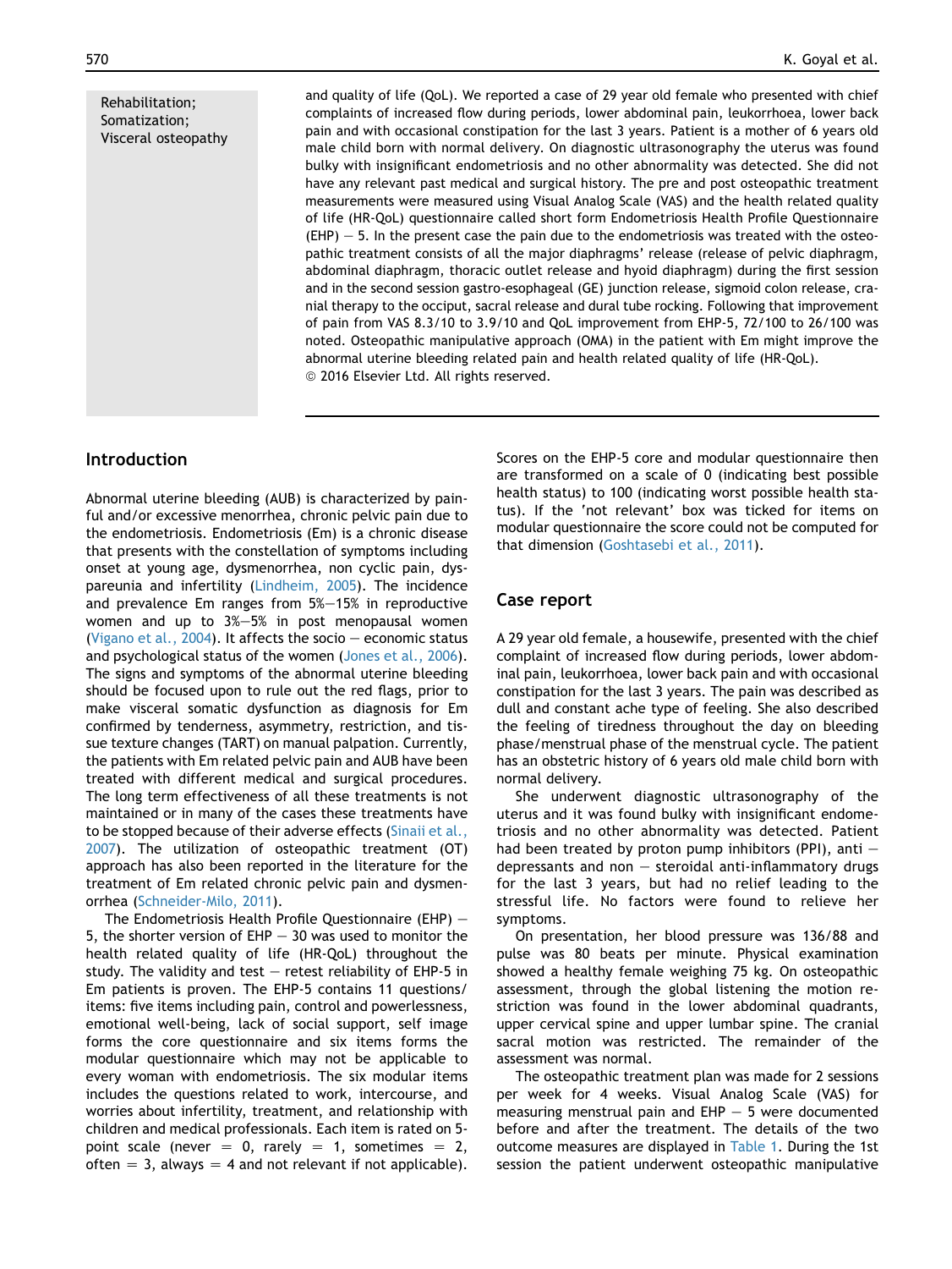Rehabilitation;
Somatization;
Visceral osteopathy

and quality of life (QoL). We reported a case of 29 year old female who presented with chief complaints of increased flow during periods, lower abdominal pain, leukorrhoea, lower back pain and with occasional constipation for the last 3 years. Patient is a mother of 6 years old male child born with normal delivery. On diagnostic ultrasonography the uterus was found bulky with insignificant endometriosis and no other abnormality was detected. She did not have any relevant past medical and surgical history. The pre and post osteopathic treatment measurements were measured using Visual Analog Scale (VAS) and the health related quality of life (HR-QoL) questionnaire called short form Endometriosis Health Profile Questionnaire (EHP) – 5. In the present case the pain due to the endometriosis was treated with the osteopathic treatment consists of all the major diaphragms' release (release of pelvic diaphragm, abdominal diaphragm, thoracic outlet release and hyoid diaphragm) during the first session and in the second session gastro-esophageal (GE) junction release, sigmoid colon release, cranial therapy to the occiput, sacral release and dural tube rocking. Following that improvement of pain from VAS 8.3/10 to 3.9/10 and QoL improvement from EHP-5, 72/100 to 26/100 was noted. Osteopathic manipulative approach (OMA) in the patient with Em might improve the abnormal uterine bleeding related pain and health related quality of life (HR-QoL).
© 2016 Elsevier Ltd. All rights reserved.

## Introduction

Abnormal uterine bleeding (AUB) is characterized by painful and/or excessive menorrhea, chronic pelvic pain due to the endometriosis. Endometriosis (Em) is a chronic disease that presents with the constellation of symptoms including onset at young age, dysmenorrhea, non cyclic pain, dyspareunia and infertility (Lindheim, 2005). The incidence and prevalence Em ranges from 5%–15% in reproductive women and up to 3%–5% in post menopausal women (Vigano et al., 2004). It affects the socio – economic status and psychological status of the women (Jones et al., 2006). The signs and symptoms of the abnormal uterine bleeding should be focused upon to rule out the red flags, prior to make visceral somatic dysfunction as diagnosis for Em confirmed by tenderness, asymmetry, restriction, and tissue texture changes (TART) on manual palpation. Currently, the patients with Em related pelvic pain and AUB have been treated with different medical and surgical procedures. The long term effectiveness of all these treatments is not maintained or in many of the cases these treatments have to be stopped because of their adverse effects (Sinaii et al., 2007). The utilization of osteopathic treatment (OT) approach has also been reported in the literature for the treatment of Em related chronic pelvic pain and dysmenorrhea (Schneider-Milo, 2011).

The Endometriosis Health Profile Questionnaire (EHP) – 5, the shorter version of EHP – 30 was used to monitor the health related quality of life (HR-QoL) throughout the study. The validity and test – retest reliability of EHP-5 in Em patients is proven. The EHP-5 contains 11 questions/items: five items including pain, control and powerlessness, emotional well-being, lack of social support, self image forms the core questionnaire and six items forms the modular questionnaire which may not be applicable to every woman with endometriosis. The six modular items includes the questions related to work, intercourse, and worries about infertility, treatment, and relationship with children and medical professionals. Each item is rated on 5-point scale (never = 0, rarely = 1, sometimes = 2, often = 3, always = 4 and not relevant if not applicable). Scores on the EHP-5 core and modular questionnaire then are transformed on a scale of 0 (indicating best possible health status) to 100 (indicating worst possible health status). If the 'not relevant' box was ticked for items on modular questionnaire the score could not be computed for that dimension (Goshtasebi et al., 2011).

## Case report

A 29 year old female, a housewife, presented with the chief complaint of increased flow during periods, lower abdominal pain, leukorrhoea, lower back pain and with occasional constipation for the last 3 years. The pain was described as dull and constant ache type of feeling. She also described the feeling of tiredness throughout the day on bleeding phase/menstrual phase of the menstrual cycle. The patient has an obstetric history of 6 years old male child born with normal delivery.

She underwent diagnostic ultrasonography of the uterus and it was found bulky with insignificant endometriosis and no other abnormality was detected. Patient had been treated by proton pump inhibitors (PPI), anti – depressants and non – steroidal anti-inflammatory drugs for the last 3 years, but had no relief leading to the stressful life. No factors were found to relieve her symptoms.

On presentation, her blood pressure was 136/88 and pulse was 80 beats per minute. Physical examination showed a healthy female weighing 75 kg. On osteopathic assessment, through the global listening the motion restriction was found in the lower abdominal quadrants, upper cervical spine and upper lumbar spine. The cranial sacral motion was restricted. The remainder of the assessment was normal.

The osteopathic treatment plan was made for 2 sessions per week for 4 weeks. Visual Analog Scale (VAS) for measuring menstrual pain and EHP – 5 were documented before and after the treatment. The details of the two outcome measures are displayed in Table 1. During the 1st session the patient underwent osteopathic manipulative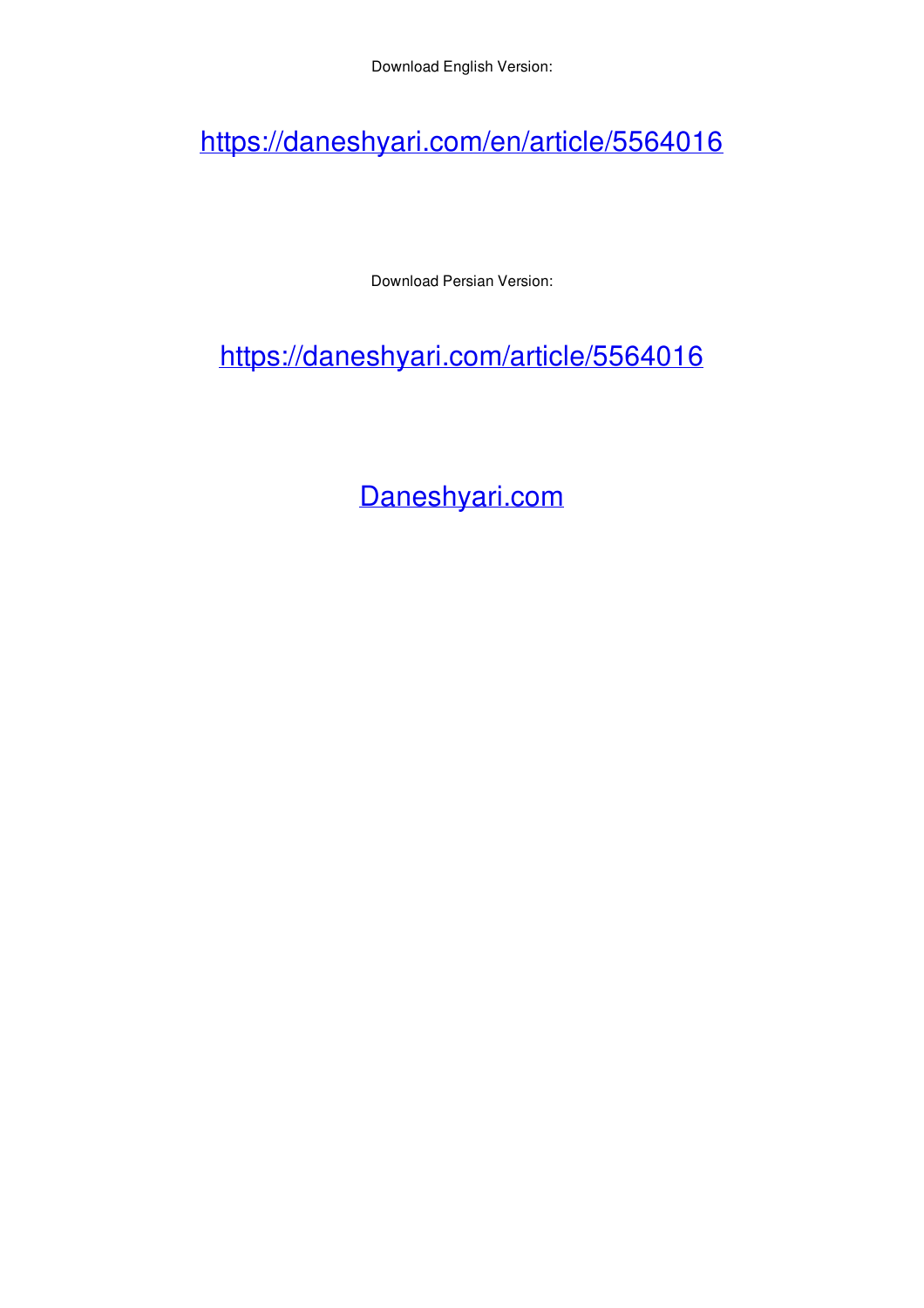Download English Version:

https://daneshyari.com/en/article/5564016

Download Persian Version:

https://daneshyari.com/article/5564016

Daneshyari.com